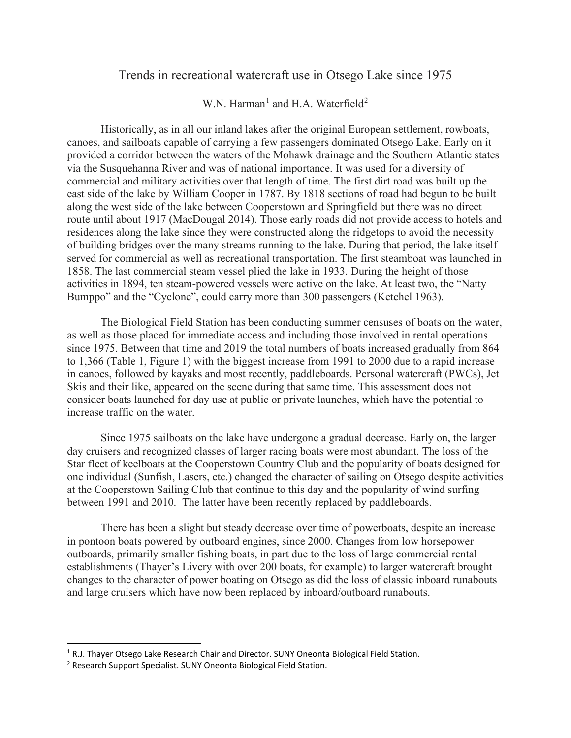# Trends in recreational watercraft use in Otsego Lake since 1975

W.N. Harman[1] and H.A. Waterfield[2]

Historically, as in all our inland lakes after the original European settlement, rowboats, canoes, and sailboats capable of carrying a few passengers dominated Otsego Lake. Early on it provided a corridor between the waters of the Mohawk drainage and the Southern Atlantic states via the Susquehanna River and was of national importance. It was used for a diversity of commercial and military activities over that length of time. The first dirt road was built up the east side of the lake by William Cooper in 1787. By 1818 sections of road had begun to be built along the west side of the lake between Cooperstown and Springfield but there was no direct route until about 1917 (MacDougal 2014). Those early roads did not provide access to hotels and residences along the lake since they were constructed along the ridgetops to avoid the necessity of building bridges over the many streams running to the lake. During that period, the lake itself served for commercial as well as recreational transportation. The first steamboat was launched in 1858. The last commercial steam vessel plied the lake in 1933. During the height of those activities in 1894, ten steam-powered vessels were active on the lake. At least two, the "Natty Bumppo" and the "Cyclone", could carry more than 300 passengers (Ketchel 1963).

The Biological Field Station has been conducting summer censuses of boats on the water, as well as those placed for immediate access and including those involved in rental operations since 1975. Between that time and 2019 the total numbers of boats increased gradually from 864 to 1,366 (Table 1, Figure 1) with the biggest increase from 1991 to 2000 due to a rapid increase in canoes, followed by kayaks and most recently, paddleboards. Personal watercraft (PWCs), Jet Skis and their like, appeared on the scene during that same time. This assessment does not consider boats launched for day use at public or private launches, which have the potential to increase traffic on the water.

Since 1975 sailboats on the lake have undergone a gradual decrease. Early on, the larger day cruisers and recognized classes of larger racing boats were most abundant. The loss of the Star fleet of keelboats at the Cooperstown Country Club and the popularity of boats designed for one individual (Sunfish, Lasers, etc.) changed the character of sailing on Otsego despite activities at the Cooperstown Sailing Club that continue to this day and the popularity of wind surfing between 1991 and 2010. The latter have been recently replaced by paddleboards.

There has been a slight but steady decrease over time of powerboats, despite an increase in pontoon boats powered by outboard engines, since 2000. Changes from low horsepower outboards, primarily smaller fishing boats, in part due to the loss of large commercial rental establishments (Thayer's Livery with over 200 boats, for example) to larger watercraft brought changes to the character of power boating on Otsego as did the loss of classic inboard runabouts and large cruisers which have now been replaced by inboard/outboard runabouts.

[1] R.J. Thayer Otsego Lake Research Chair and Director. SUNY Oneonta Biological Field Station.

[2] Research Support Specialist. SUNY Oneonta Biological Field Station.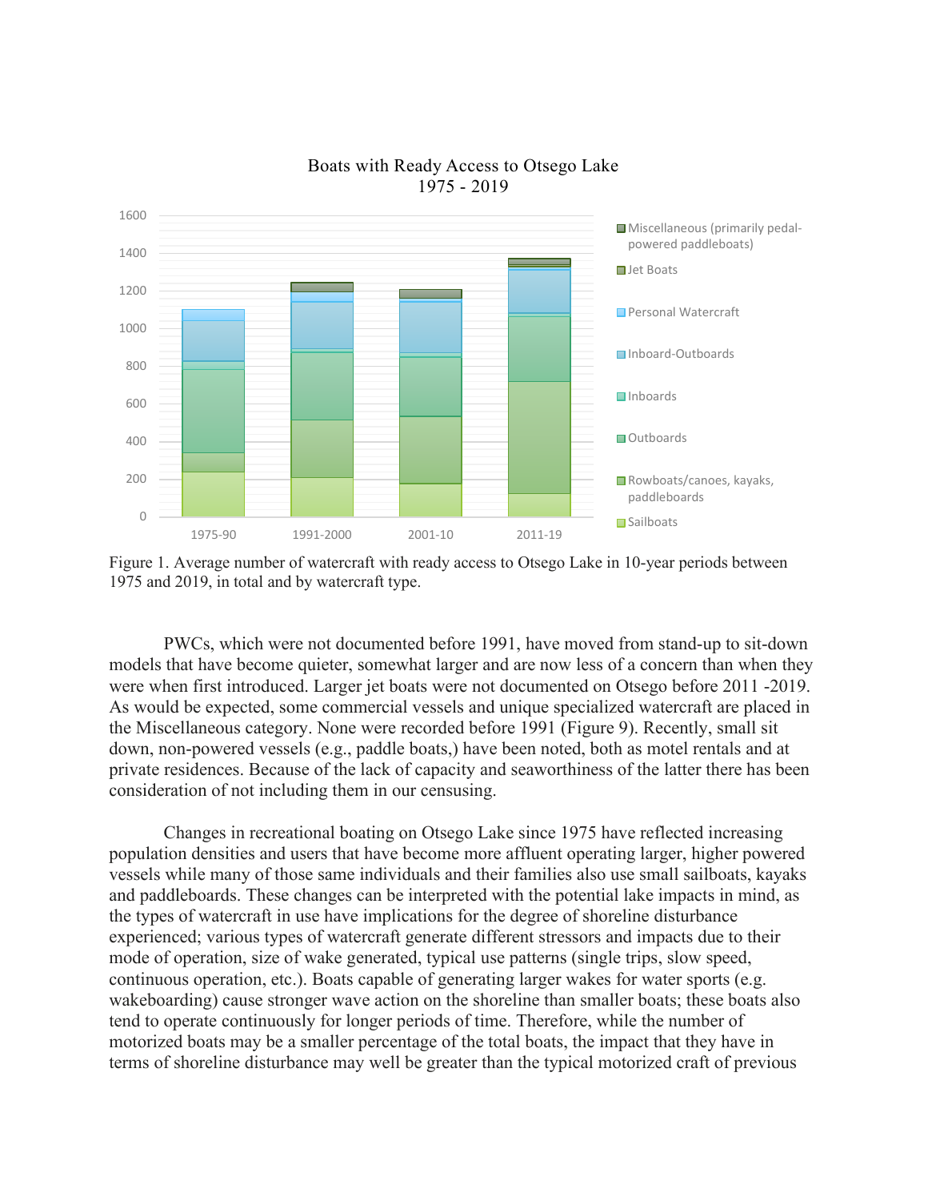Boats with Ready Access to Otsego Lake
1975 - 2019

1600
1400
1200
1000
800
600
400
200
0

1975-90
1991-2000
2001-10
2011-19

Miscellaneous (primarily pedal-powered paddleboats)
Jet Boats
Personal Watercraft
Inboard-Outboards
Inboards
Outboards
Rowboats/canoes, kayaks, paddleboards
Sailboats

Figure 1. Average number of watercraft with ready access to Otsego Lake in 10-year periods between 1975 and 2019, in total and by watercraft type.

PWCs, which were not documented before 1991, have moved from stand-up to sit-down models that have become quieter, somewhat larger and are now less of a concern than when they were when first introduced. Larger jet boats were not documented on Otsego before 2011 -2019. As would be expected, some commercial vessels and unique specialized watercraft are placed in the Miscellaneous category. None were recorded before 1991 (Figure 9). Recently, small sit down, non-powered vessels (e.g., paddle boats,) have been noted, both as motel rentals and at private residences. Because of the lack of capacity and seaworthiness of the latter there has been consideration of not including them in our censusing.

Changes in recreational boating on Otsego Lake since 1975 have reflected increasing population densities and users that have become more affluent operating larger, higher powered vessels while many of those same individuals and their families also use small sailboats, kayaks and paddleboards. These changes can be interpreted with the potential lake impacts in mind, as the types of watercraft in use have implications for the degree of shoreline disturbance experienced; various types of watercraft generate different stressors and impacts due to their mode of operation, size of wake generated, typical use patterns (single trips, slow speed, continuous operation, etc.). Boats capable of generating larger wakes for water sports (e.g. wakeboarding) cause stronger wave action on the shoreline than smaller boats; these boats also tend to operate continuously for longer periods of time. Therefore, while the number of motorized boats may be a smaller percentage of the total boats, the impact that they have in terms of shoreline disturbance may well be greater than the typical motorized craft of previous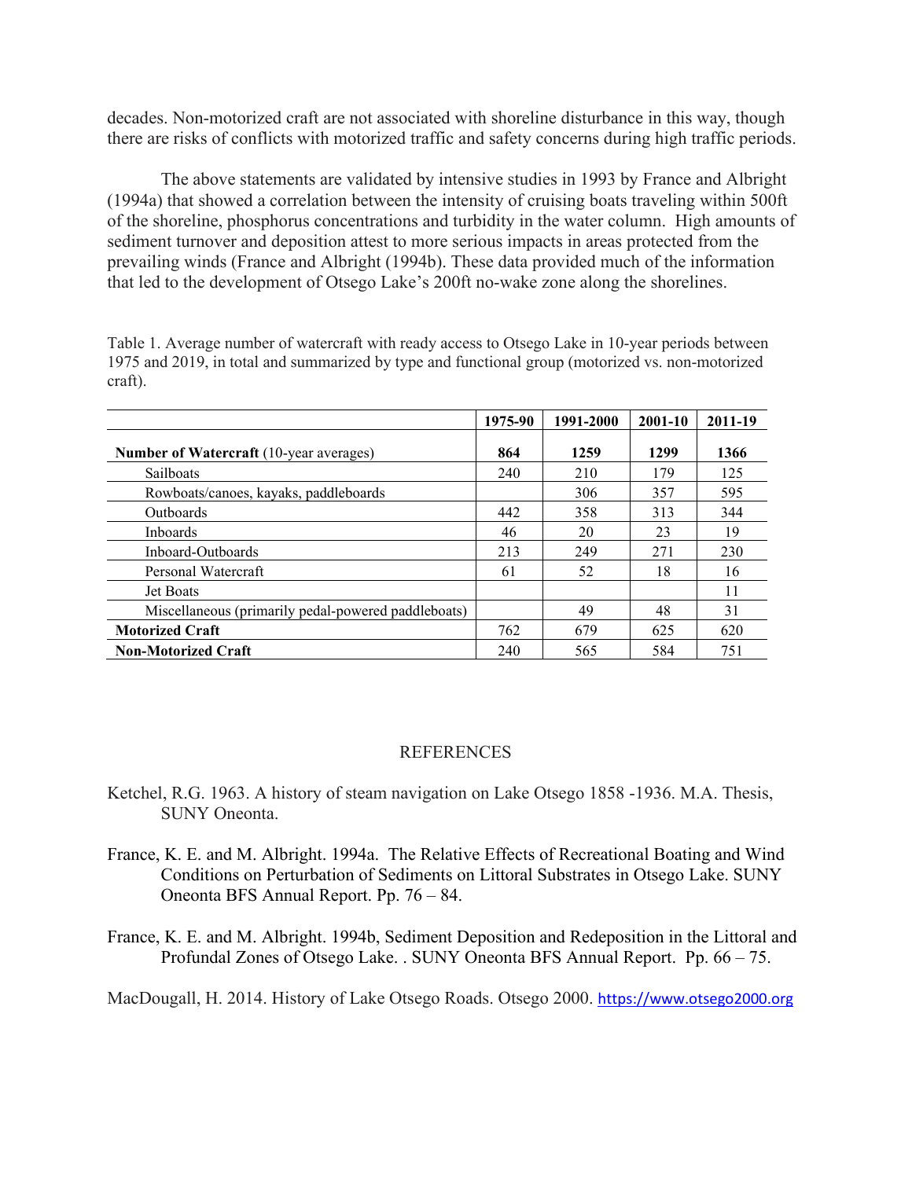decades. Non-motorized craft are not associated with shoreline disturbance in this way, though there are risks of conflicts with motorized traffic and safety concerns during high traffic periods.

The above statements are validated by intensive studies in 1993 by France and Albright (1994a) that showed a correlation between the intensity of cruising boats traveling within 500ft of the shoreline, phosphorus concentrations and turbidity in the water column. High amounts of sediment turnover and deposition attest to more serious impacts in areas protected from the prevailing winds (France and Albright (1994b). These data provided much of the information that led to the development of Otsego Lake's 200ft no-wake zone along the shorelines.

Table 1. Average number of watercraft with ready access to Otsego Lake in 10-year periods between 1975 and 2019, in total and summarized by type and functional group (motorized vs. non-motorized craft).

| | 1975-90 | 1991-2000 | 2001-10 | 2011-19 |
|---|---|---|---|---|
| **Number of Watercraft** (10-year averages) | **864** | **1259** | **1299** | **1366** |
| Sailboats | 240 | 210 | 179 | 125 |
| Rowboats/canoes, kayaks, paddleboards | | 306 | 357 | 595 |
| Outboards | 442 | 358 | 313 | 344 |
| Inboards | 46 | 20 | 23 | 19 |
| Inboard-Outboards | 213 | 249 | 271 | 230 |
| Personal Watercraft | 61 | 52 | 18 | 16 |
| Jet Boats | | | | 11 |
| Miscellaneous (primarily pedal-powered paddleboats) | | 49 | 48 | 31 |
| **Motorized Craft** | 762 | 679 | 625 | 620 |
| **Non-Motorized Craft** | 240 | 565 | 584 | 751 |

## REFERENCES

Ketchel, R.G. 1963. A history of steam navigation on Lake Otsego 1858 -1936. M.A. Thesis, SUNY Oneonta.

France, K. E. and M. Albright. 1994a. The Relative Effects of Recreational Boating and Wind Conditions on Perturbation of Sediments on Littoral Substrates in Otsego Lake. SUNY Oneonta BFS Annual Report. Pp. 76 – 84.

France, K. E. and M. Albright. 1994b, Sediment Deposition and Redeposition in the Littoral and Profundal Zones of Otsego Lake. . SUNY Oneonta BFS Annual Report. Pp. 66 – 75.

MacDougall, H. 2014. History of Lake Otsego Roads. Otsego 2000. https://www.otsego2000.org